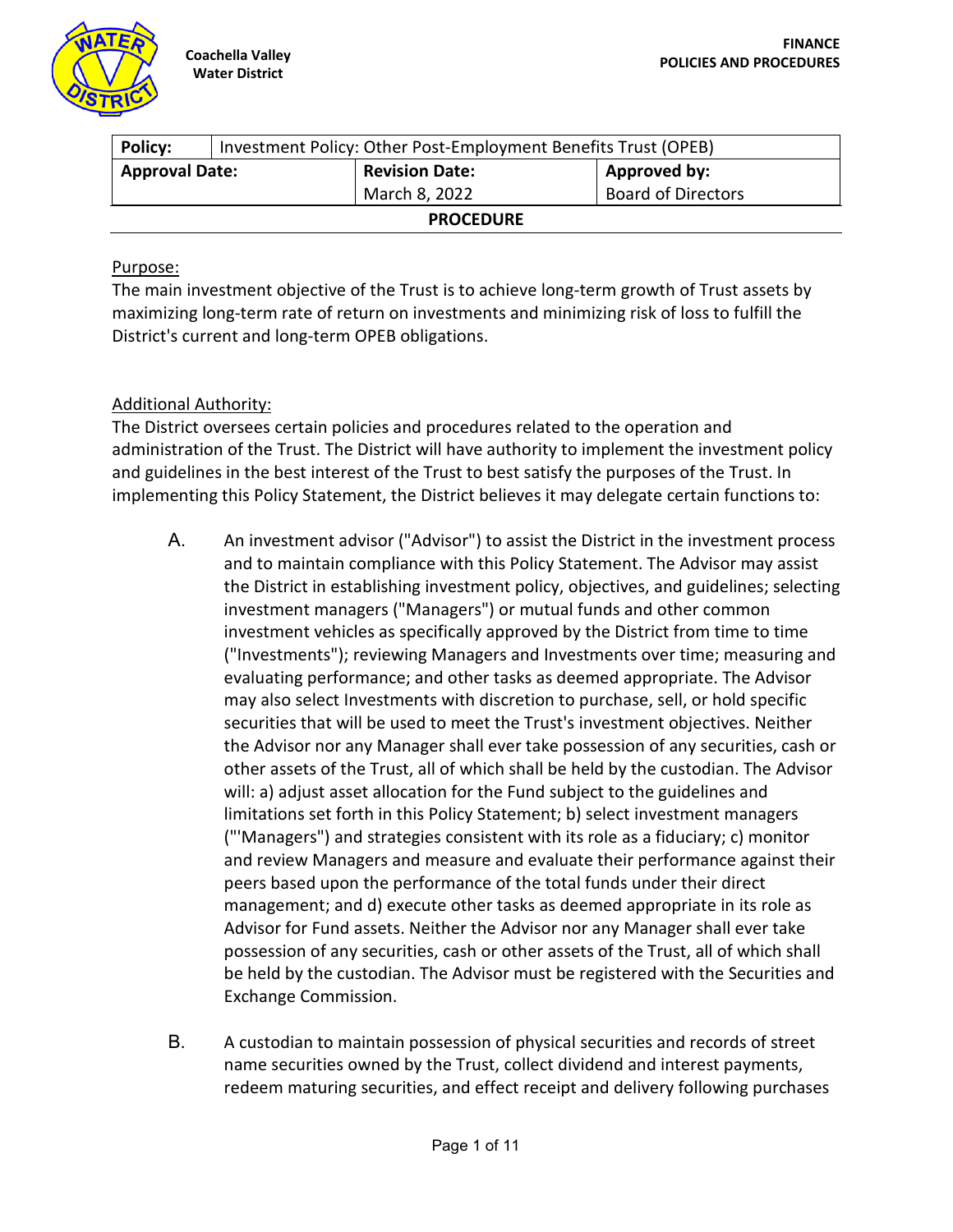Coachella Valley Water District

FINANCE
POLICIES AND PROCEDURES

| Policy: | Investment Policy: Other Post-Employment Benefits Trust (OPEB) | |
|---|---|---|
| **Approval Date:** | **Revision Date:** March 8, 2022 | **Approved by:** Board of Directors |

**PROCEDURE**

Purpose:

The main investment objective of the Trust is to achieve long-term growth of Trust assets by maximizing long-term rate of return on investments and minimizing risk of loss to fulfill the District's current and long-term OPEB obligations.

Additional Authority:

The District oversees certain policies and procedures related to the operation and administration of the Trust. The District will have authority to implement the investment policy and guidelines in the best interest of the Trust to best satisfy the purposes of the Trust. In implementing this Policy Statement, the District believes it may delegate certain functions to:

A. An investment advisor ("Advisor") to assist the District in the investment process and to maintain compliance with this Policy Statement. The Advisor may assist the District in establishing investment policy, objectives, and guidelines; selecting investment managers ("Managers") or mutual funds and other common investment vehicles as specifically approved by the District from time to time ("Investments"); reviewing Managers and Investments over time; measuring and evaluating performance; and other tasks as deemed appropriate. The Advisor may also select Investments with discretion to purchase, sell, or hold specific securities that will be used to meet the Trust's investment objectives. Neither the Advisor nor any Manager shall ever take possession of any securities, cash or other assets of the Trust, all of which shall be held by the custodian. The Advisor will: a) adjust asset allocation for the Fund subject to the guidelines and limitations set forth in this Policy Statement; b) select investment managers ("'Managers") and strategies consistent with its role as a fiduciary; c) monitor and review Managers and measure and evaluate their performance against their peers based upon the performance of the total funds under their direct management; and d) execute other tasks as deemed appropriate in its role as Advisor for Fund assets. Neither the Advisor nor any Manager shall ever take possession of any securities, cash or other assets of the Trust, all of which shall be held by the custodian. The Advisor must be registered with the Securities and Exchange Commission.

B. A custodian to maintain possession of physical securities and records of street name securities owned by the Trust, collect dividend and interest payments, redeem maturing securities, and effect receipt and delivery following purchases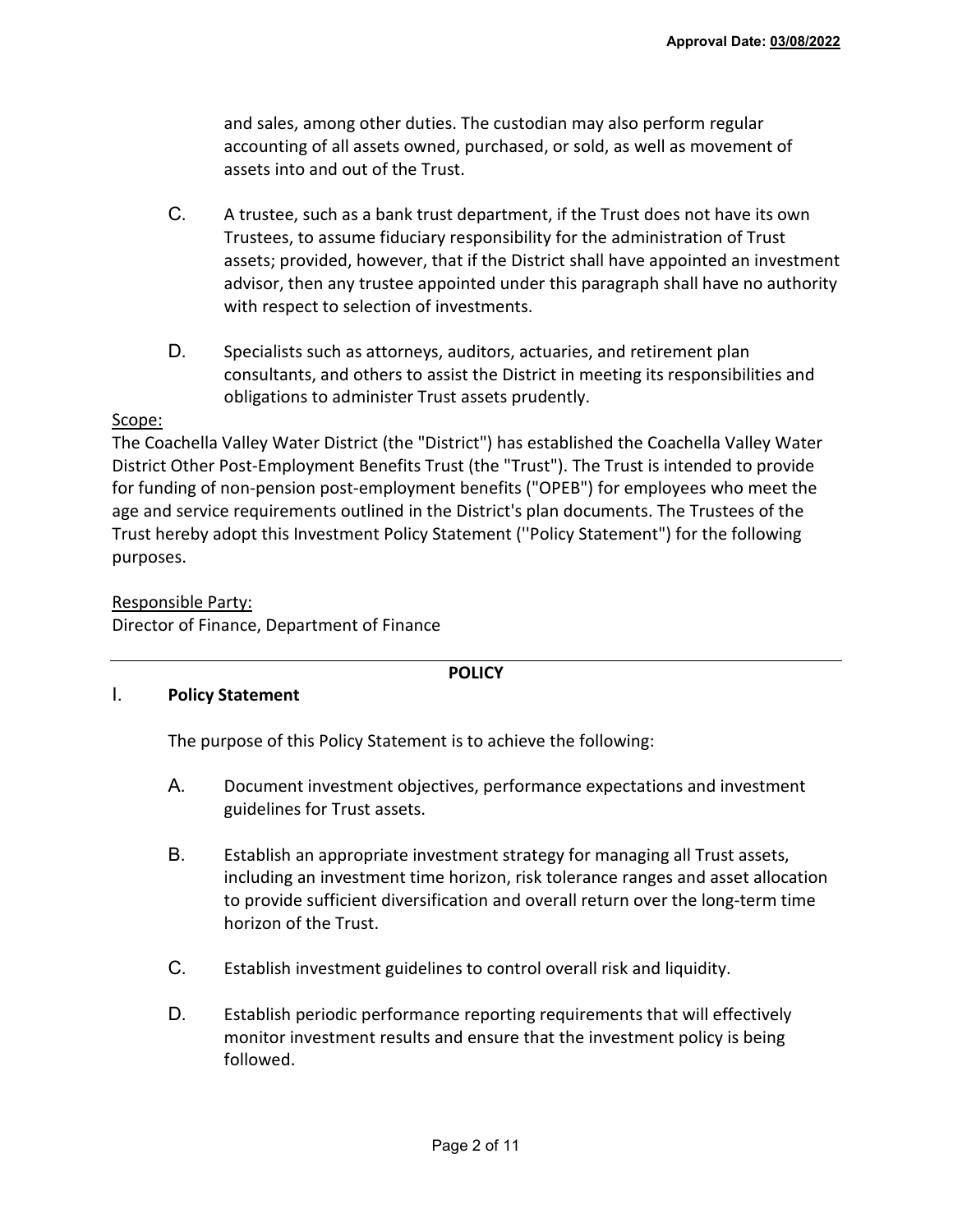and sales, among other duties. The custodian may also perform regular accounting of all assets owned, purchased, or sold, as well as movement of assets into and out of the Trust.

C. A trustee, such as a bank trust department, if the Trust does not have its own Trustees, to assume fiduciary responsibility for the administration of Trust assets; provided, however, that if the District shall have appointed an investment advisor, then any trustee appointed under this paragraph shall have no authority with respect to selection of investments.

D. Specialists such as attorneys, auditors, actuaries, and retirement plan consultants, and others to assist the District in meeting its responsibilities and obligations to administer Trust assets prudently.

Scope:

The Coachella Valley Water District (the "District") has established the Coachella Valley Water District Other Post-Employment Benefits Trust (the "Trust"). The Trust is intended to provide for funding of non-pension post-employment benefits ("OPEB") for employees who meet the age and service requirements outlined in the District's plan documents. The Trustees of the Trust hereby adopt this Investment Policy Statement (''Policy Statement") for the following purposes.

Responsible Party:

Director of Finance, Department of Finance

## POLICY

### I. Policy Statement

The purpose of this Policy Statement is to achieve the following:

A. Document investment objectives, performance expectations and investment guidelines for Trust assets.

B. Establish an appropriate investment strategy for managing all Trust assets, including an investment time horizon, risk tolerance ranges and asset allocation to provide sufficient diversification and overall return over the long-term time horizon of the Trust.

C. Establish investment guidelines to control overall risk and liquidity.

D. Establish periodic performance reporting requirements that will effectively monitor investment results and ensure that the investment policy is being followed.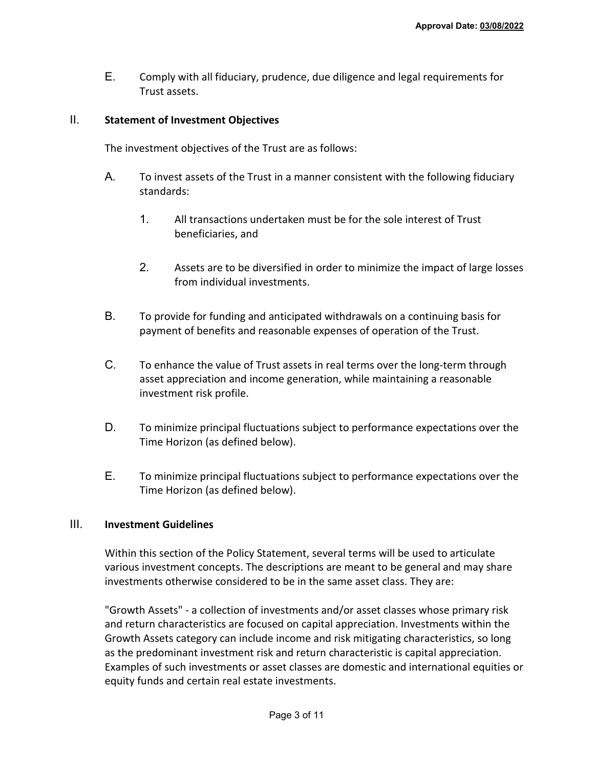E. Comply with all fiduciary, prudence, due diligence and legal requirements for Trust assets.

## II. Statement of Investment Objectives

The investment objectives of the Trust are as follows:

A. To invest assets of the Trust in a manner consistent with the following fiduciary standards:

1. All transactions undertaken must be for the sole interest of Trust beneficiaries, and

2. Assets are to be diversified in order to minimize the impact of large losses from individual investments.

B. To provide for funding and anticipated withdrawals on a continuing basis for payment of benefits and reasonable expenses of operation of the Trust.

C. To enhance the value of Trust assets in real terms over the long-term through asset appreciation and income generation, while maintaining a reasonable investment risk profile.

D. To minimize principal fluctuations subject to performance expectations over the Time Horizon (as defined below).

E. To minimize principal fluctuations subject to performance expectations over the Time Horizon (as defined below).

## III. Investment Guidelines

Within this section of the Policy Statement, several terms will be used to articulate various investment concepts. The descriptions are meant to be general and may share investments otherwise considered to be in the same asset class. They are:

"Growth Assets" - a collection of investments and/or asset classes whose primary risk and return characteristics are focused on capital appreciation. Investments within the Growth Assets category can include income and risk mitigating characteristics, so long as the predominant investment risk and return characteristic is capital appreciation. Examples of such investments or asset classes are domestic and international equities or equity funds and certain real estate investments.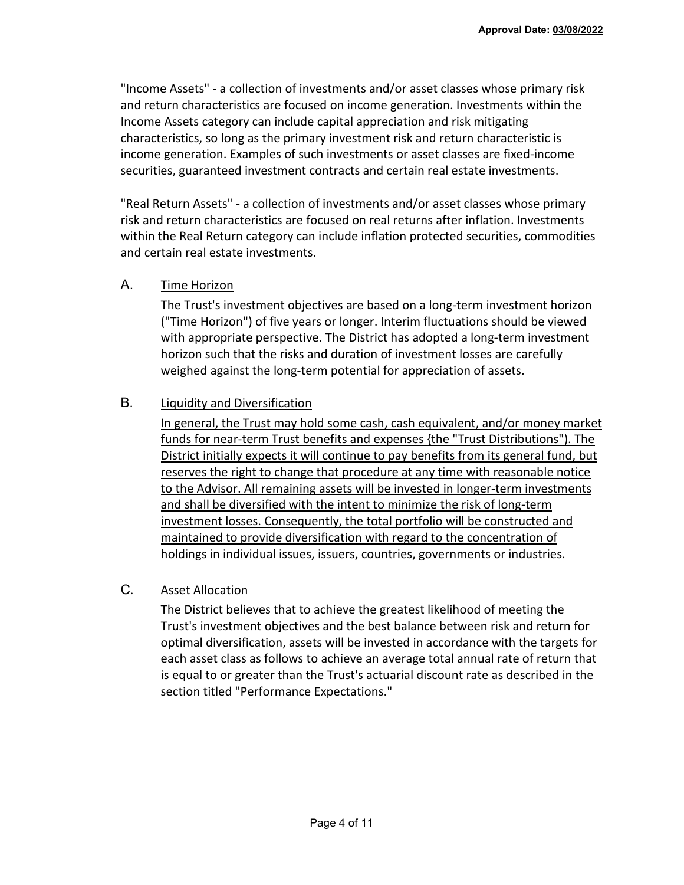"Income Assets" - a collection of investments and/or asset classes whose primary risk and return characteristics are focused on income generation. Investments within the Income Assets category can include capital appreciation and risk mitigating characteristics, so long as the primary investment risk and return characteristic is income generation. Examples of such investments or asset classes are fixed-income securities, guaranteed investment contracts and certain real estate investments.

"Real Return Assets" - a collection of investments and/or asset classes whose primary risk and return characteristics are focused on real returns after inflation. Investments within the Real Return category can include inflation protected securities, commodities and certain real estate investments.

A. Time Horizon

The Trust's investment objectives are based on a long-term investment horizon ("Time Horizon") of five years or longer. Interim fluctuations should be viewed with appropriate perspective. The District has adopted a long-term investment horizon such that the risks and duration of investment losses are carefully weighed against the long-term potential for appreciation of assets.

B. Liquidity and Diversification

In general, the Trust may hold some cash, cash equivalent, and/or money market funds for near-term Trust benefits and expenses {the "Trust Distributions"). The District initially expects it will continue to pay benefits from its general fund, but reserves the right to change that procedure at any time with reasonable notice to the Advisor. All remaining assets will be invested in longer-term investments and shall be diversified with the intent to minimize the risk of long-term investment losses. Consequently, the total portfolio will be constructed and maintained to provide diversification with regard to the concentration of holdings in individual issues, issuers, countries, governments or industries.

C. Asset Allocation

The District believes that to achieve the greatest likelihood of meeting the Trust's investment objectives and the best balance between risk and return for optimal diversification, assets will be invested in accordance with the targets for each asset class as follows to achieve an average total annual rate of return that is equal to or greater than the Trust's actuarial discount rate as described in the section titled "Performance Expectations."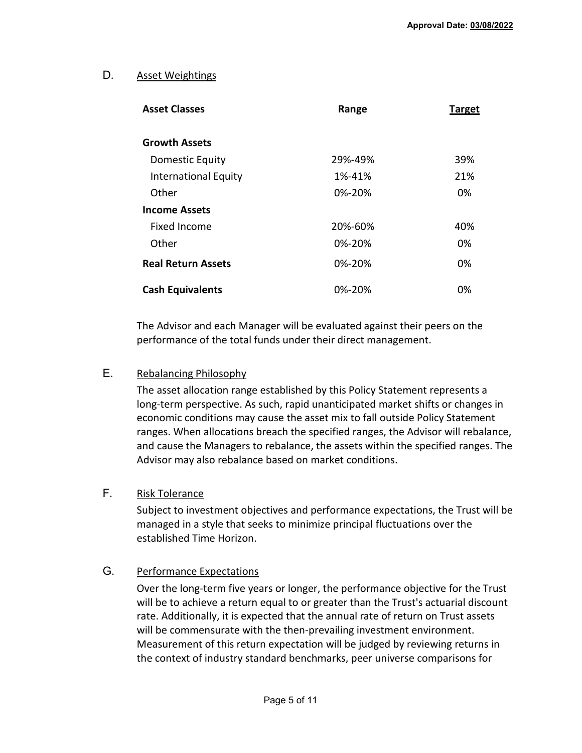### D. Asset Weightings

| Asset Classes | Range | Target |
|---|---|---|
| **Growth Assets** | | |
| Domestic Equity | 29%-49% | 39% |
| International Equity | 1%-41% | 21% |
| Other | 0%-20% | 0% |
| **Income Assets** | | |
| Fixed Income | 20%-60% | 40% |
| Other | 0%-20% | 0% |
| **Real Return Assets** | 0%-20% | 0% |
| **Cash Equivalents** | 0%-20% | 0% |

The Advisor and each Manager will be evaluated against their peers on the performance of the total funds under their direct management.

### E. Rebalancing Philosophy

The asset allocation range established by this Policy Statement represents a long-term perspective. As such, rapid unanticipated market shifts or changes in economic conditions may cause the asset mix to fall outside Policy Statement ranges. When allocations breach the specified ranges, the Advisor will rebalance, and cause the Managers to rebalance, the assets within the specified ranges. The Advisor may also rebalance based on market conditions.

### F. Risk Tolerance

Subject to investment objectives and performance expectations, the Trust will be managed in a style that seeks to minimize principal fluctuations over the established Time Horizon.

### G. Performance Expectations

Over the long-term five years or longer, the performance objective for the Trust will be to achieve a return equal to or greater than the Trust's actuarial discount rate. Additionally, it is expected that the annual rate of return on Trust assets will be commensurate with the then-prevailing investment environment. Measurement of this return expectation will be judged by reviewing returns in the context of industry standard benchmarks, peer universe comparisons for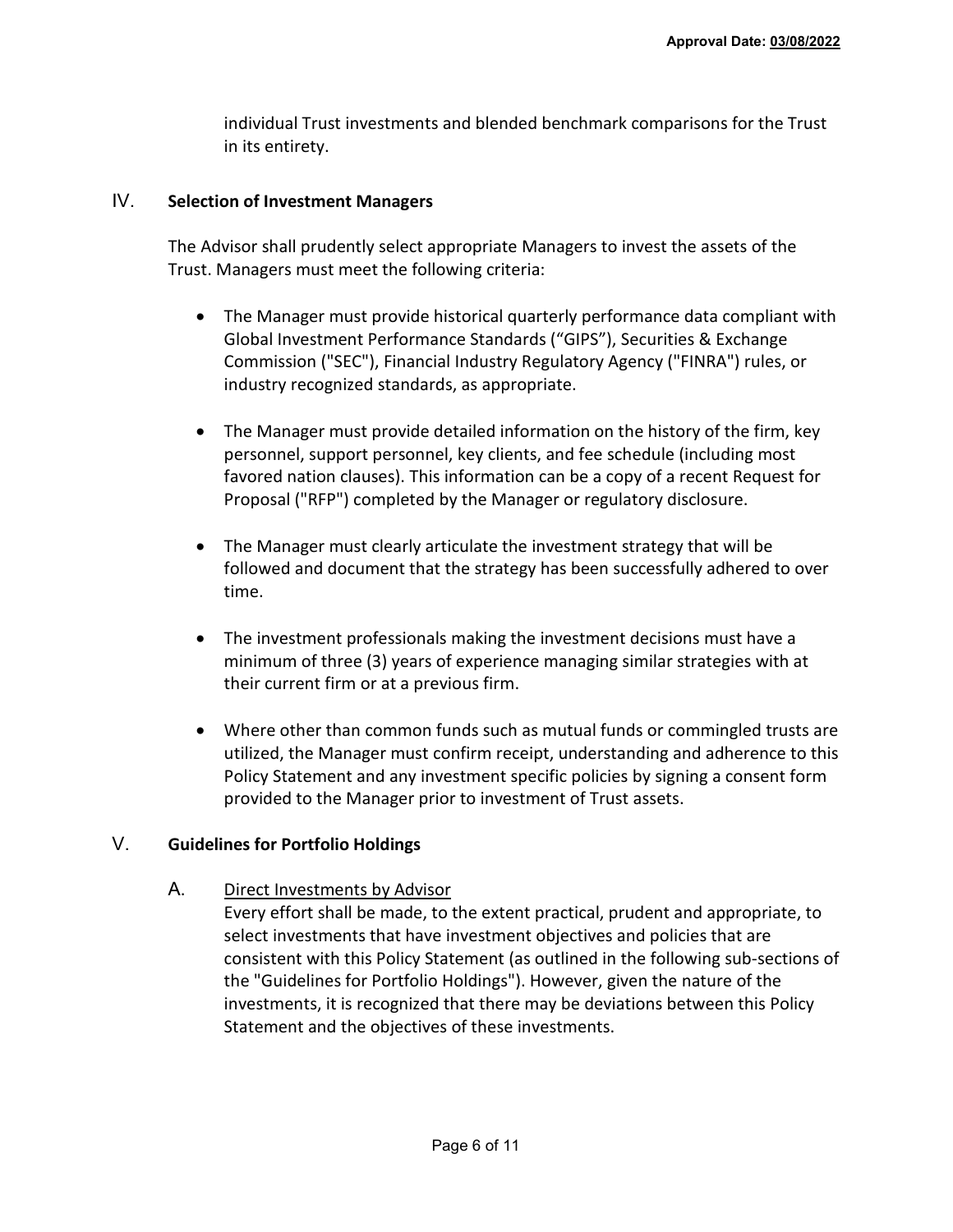individual Trust investments and blended benchmark comparisons for the Trust in its entirety.

## IV. Selection of Investment Managers

The Advisor shall prudently select appropriate Managers to invest the assets of the Trust. Managers must meet the following criteria:

- The Manager must provide historical quarterly performance data compliant with Global Investment Performance Standards ("GIPS"), Securities & Exchange Commission ("SEC"), Financial Industry Regulatory Agency ("FINRA") rules, or industry recognized standards, as appropriate.
- The Manager must provide detailed information on the history of the firm, key personnel, support personnel, key clients, and fee schedule (including most favored nation clauses). This information can be a copy of a recent Request for Proposal ("RFP") completed by the Manager or regulatory disclosure.
- The Manager must clearly articulate the investment strategy that will be followed and document that the strategy has been successfully adhered to over time.
- The investment professionals making the investment decisions must have a minimum of three (3) years of experience managing similar strategies with at their current firm or at a previous firm.
- Where other than common funds such as mutual funds or commingled trusts are utilized, the Manager must confirm receipt, understanding and adherence to this Policy Statement and any investment specific policies by signing a consent form provided to the Manager prior to investment of Trust assets.

## V. Guidelines for Portfolio Holdings

### A. Direct Investments by Advisor

Every effort shall be made, to the extent practical, prudent and appropriate, to select investments that have investment objectives and policies that are consistent with this Policy Statement (as outlined in the following sub-sections of the "Guidelines for Portfolio Holdings"). However, given the nature of the investments, it is recognized that there may be deviations between this Policy Statement and the objectives of these investments.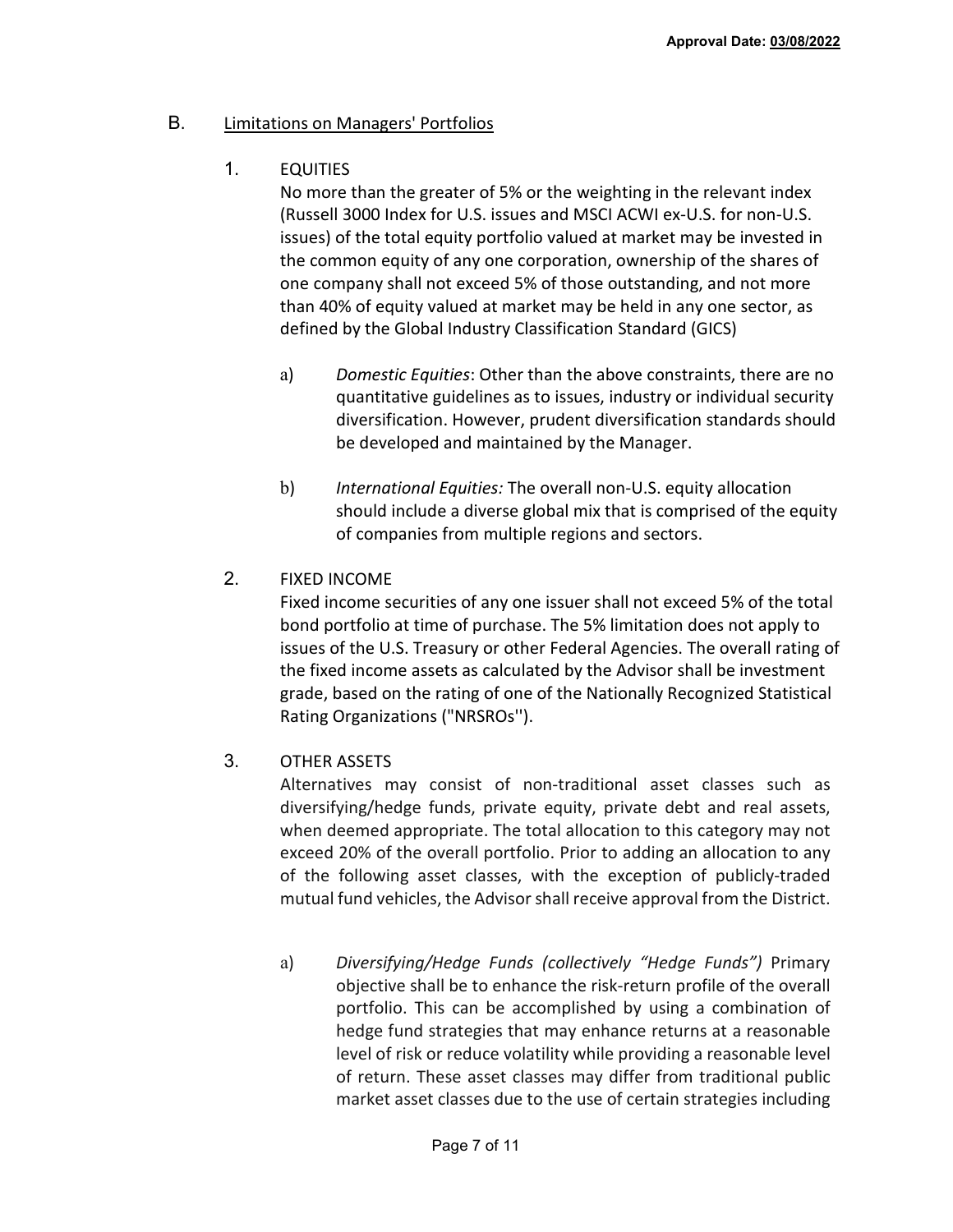B. Limitations on Managers' Portfolios

1. EQUITIES

   No more than the greater of 5% or the weighting in the relevant index (Russell 3000 Index for U.S. issues and MSCI ACWI ex-U.S. for non-U.S. issues) of the total equity portfolio valued at market may be invested in the common equity of any one corporation, ownership of the shares of one company shall not exceed 5% of those outstanding, and not more than 40% of equity valued at market may be held in any one sector, as defined by the Global Industry Classification Standard (GICS)

   a) *Domestic Equities*: Other than the above constraints, there are no quantitative guidelines as to issues, industry or individual security diversification. However, prudent diversification standards should be developed and maintained by the Manager.

   b) *International Equities:* The overall non-U.S. equity allocation should include a diverse global mix that is comprised of the equity of companies from multiple regions and sectors.

2. FIXED INCOME

   Fixed income securities of any one issuer shall not exceed 5% of the total bond portfolio at time of purchase. The 5% limitation does not apply to issues of the U.S. Treasury or other Federal Agencies. The overall rating of the fixed income assets as calculated by the Advisor shall be investment grade, based on the rating of one of the Nationally Recognized Statistical Rating Organizations ("NRSROs'').

3. OTHER ASSETS

   Alternatives may consist of non-traditional asset classes such as diversifying/hedge funds, private equity, private debt and real assets, when deemed appropriate. The total allocation to this category may not exceed 20% of the overall portfolio. Prior to adding an allocation to any of the following asset classes, with the exception of publicly-traded mutual fund vehicles, the Advisor shall receive approval from the District.

   a) *Diversifying/Hedge Funds (collectively "Hedge Funds")* Primary objective shall be to enhance the risk-return profile of the overall portfolio. This can be accomplished by using a combination of hedge fund strategies that may enhance returns at a reasonable level of risk or reduce volatility while providing a reasonable level of return. These asset classes may differ from traditional public market asset classes due to the use of certain strategies including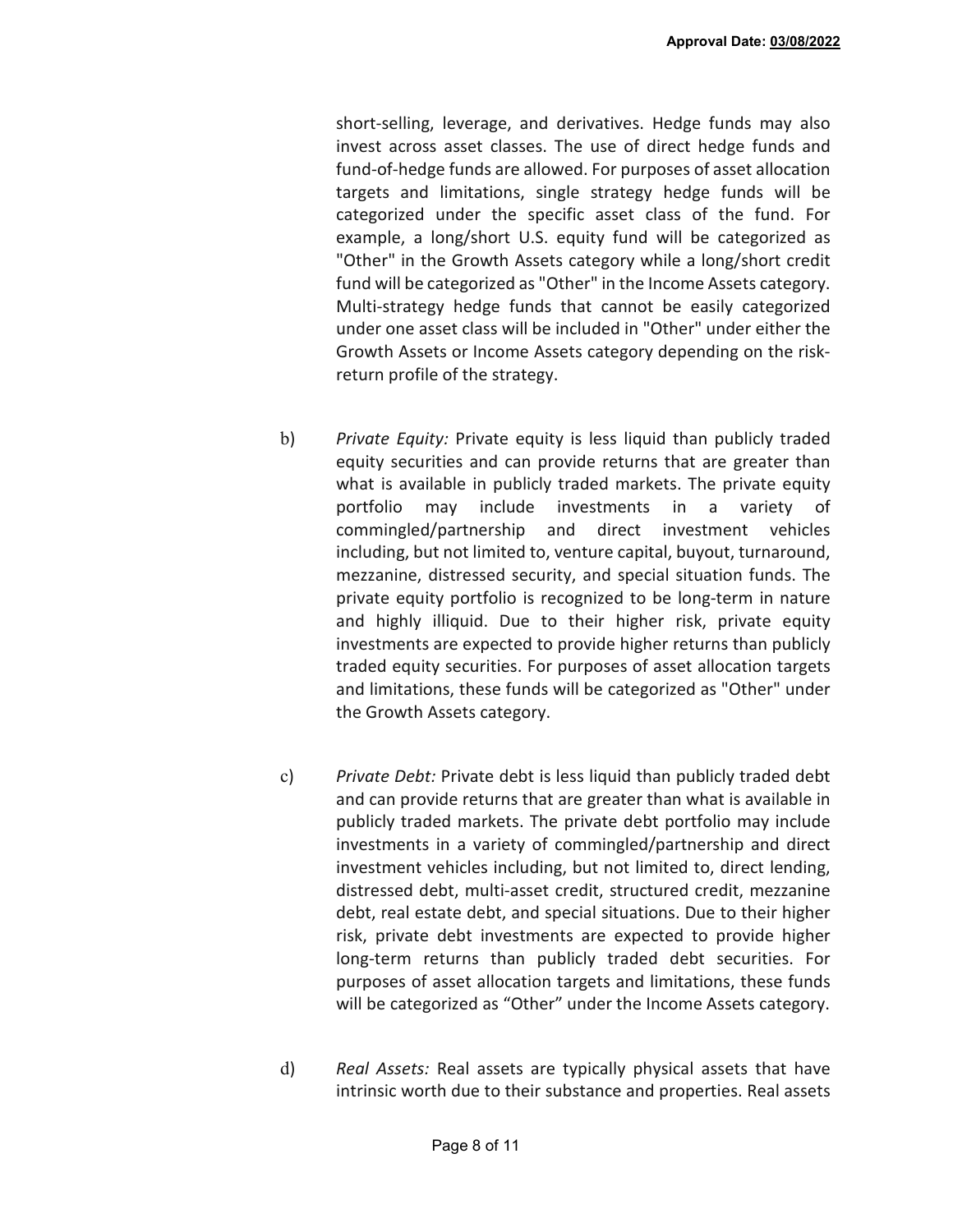short-selling, leverage, and derivatives. Hedge funds may also invest across asset classes. The use of direct hedge funds and fund-of-hedge funds are allowed. For purposes of asset allocation targets and limitations, single strategy hedge funds will be categorized under the specific asset class of the fund. For example, a long/short U.S. equity fund will be categorized as "Other" in the Growth Assets category while a long/short credit fund will be categorized as "Other" in the Income Assets category. Multi-strategy hedge funds that cannot be easily categorized under one asset class will be included in "Other" under either the Growth Assets or Income Assets category depending on the risk-return profile of the strategy.

b) *Private Equity:* Private equity is less liquid than publicly traded equity securities and can provide returns that are greater than what is available in publicly traded markets. The private equity portfolio may include investments in a variety of commingled/partnership and direct investment vehicles including, but not limited to, venture capital, buyout, turnaround, mezzanine, distressed security, and special situation funds. The private equity portfolio is recognized to be long-term in nature and highly illiquid. Due to their higher risk, private equity investments are expected to provide higher returns than publicly traded equity securities. For purposes of asset allocation targets and limitations, these funds will be categorized as "Other" under the Growth Assets category.

c) *Private Debt:* Private debt is less liquid than publicly traded debt and can provide returns that are greater than what is available in publicly traded markets. The private debt portfolio may include investments in a variety of commingled/partnership and direct investment vehicles including, but not limited to, direct lending, distressed debt, multi-asset credit, structured credit, mezzanine debt, real estate debt, and special situations. Due to their higher risk, private debt investments are expected to provide higher long-term returns than publicly traded debt securities. For purposes of asset allocation targets and limitations, these funds will be categorized as “Other” under the Income Assets category.

d) *Real Assets:* Real assets are typically physical assets that have intrinsic worth due to their substance and properties. Real assets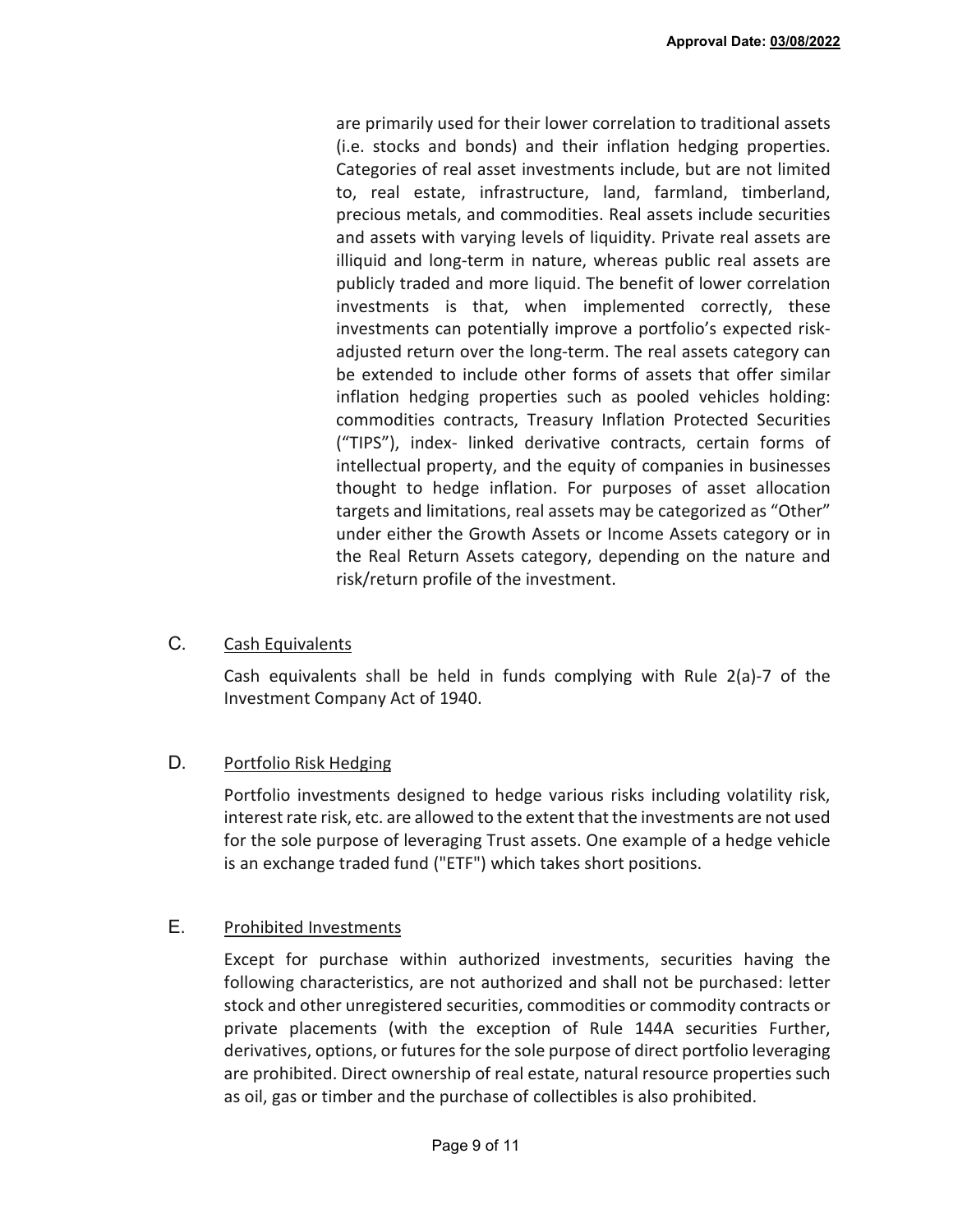are primarily used for their lower correlation to traditional assets (i.e. stocks and bonds) and their inflation hedging properties. Categories of real asset investments include, but are not limited to, real estate, infrastructure, land, farmland, timberland, precious metals, and commodities. Real assets include securities and assets with varying levels of liquidity. Private real assets are illiquid and long-term in nature, whereas public real assets are publicly traded and more liquid. The benefit of lower correlation investments is that, when implemented correctly, these investments can potentially improve a portfolio's expected risk-adjusted return over the long-term. The real assets category can be extended to include other forms of assets that offer similar inflation hedging properties such as pooled vehicles holding: commodities contracts, Treasury Inflation Protected Securities ("TIPS"), index- linked derivative contracts, certain forms of intellectual property, and the equity of companies in businesses thought to hedge inflation. For purposes of asset allocation targets and limitations, real assets may be categorized as "Other" under either the Growth Assets or Income Assets category or in the Real Return Assets category, depending on the nature and risk/return profile of the investment.

### C. Cash Equivalents

Cash equivalents shall be held in funds complying with Rule 2(a)-7 of the Investment Company Act of 1940.

### D. Portfolio Risk Hedging

Portfolio investments designed to hedge various risks including volatility risk, interest rate risk, etc. are allowed to the extent that the investments are not used for the sole purpose of leveraging Trust assets. One example of a hedge vehicle is an exchange traded fund ("ETF") which takes short positions.

### E. Prohibited Investments

Except for purchase within authorized investments, securities having the following characteristics, are not authorized and shall not be purchased: letter stock and other unregistered securities, commodities or commodity contracts or private placements (with the exception of Rule 144A securities Further, derivatives, options, or futures for the sole purpose of direct portfolio leveraging are prohibited. Direct ownership of real estate, natural resource properties such as oil, gas or timber and the purchase of collectibles is also prohibited.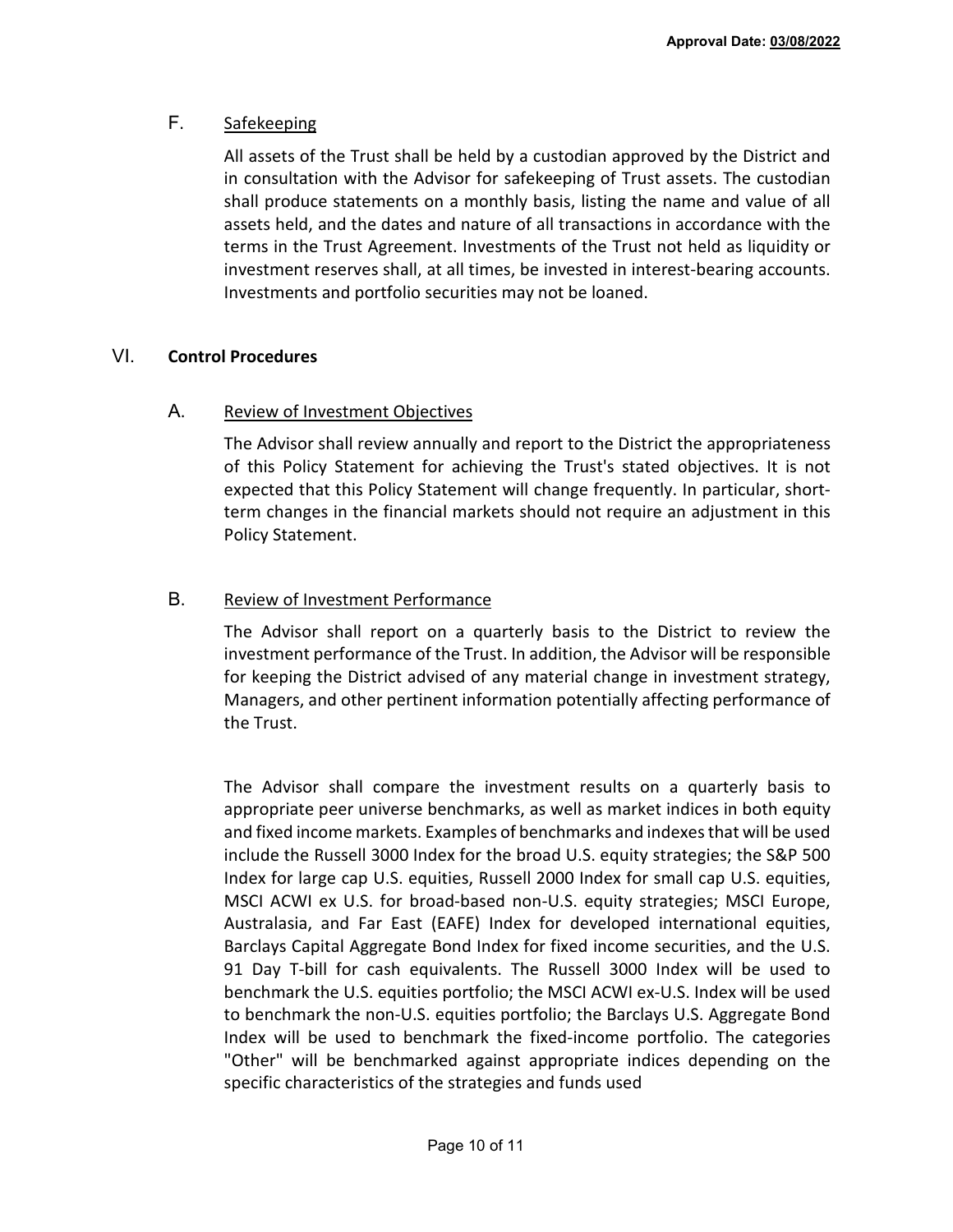### F. Safekeeping

All assets of the Trust shall be held by a custodian approved by the District and in consultation with the Advisor for safekeeping of Trust assets. The custodian shall produce statements on a monthly basis, listing the name and value of all assets held, and the dates and nature of all transactions in accordance with the terms in the Trust Agreement. Investments of the Trust not held as liquidity or investment reserves shall, at all times, be invested in interest-bearing accounts. Investments and portfolio securities may not be loaned.

## VI. Control Procedures

### A. Review of Investment Objectives

The Advisor shall review annually and report to the District the appropriateness of this Policy Statement for achieving the Trust's stated objectives. It is not expected that this Policy Statement will change frequently. In particular, short-term changes in the financial markets should not require an adjustment in this Policy Statement.

### B. Review of Investment Performance

The Advisor shall report on a quarterly basis to the District to review the investment performance of the Trust. In addition, the Advisor will be responsible for keeping the District advised of any material change in investment strategy, Managers, and other pertinent information potentially affecting performance of the Trust.

The Advisor shall compare the investment results on a quarterly basis to appropriate peer universe benchmarks, as well as market indices in both equity and fixed income markets. Examples of benchmarks and indexes that will be used include the Russell 3000 Index for the broad U.S. equity strategies; the S&P 500 Index for large cap U.S. equities, Russell 2000 Index for small cap U.S. equities, MSCI ACWI ex U.S. for broad-based non-U.S. equity strategies; MSCI Europe, Australasia, and Far East (EAFE) Index for developed international equities, Barclays Capital Aggregate Bond Index for fixed income securities, and the U.S. 91 Day T-bill for cash equivalents. The Russell 3000 Index will be used to benchmark the U.S. equities portfolio; the MSCI ACWI ex-U.S. Index will be used to benchmark the non-U.S. equities portfolio; the Barclays U.S. Aggregate Bond Index will be used to benchmark the fixed-income portfolio. The categories "Other" will be benchmarked against appropriate indices depending on the specific characteristics of the strategies and funds used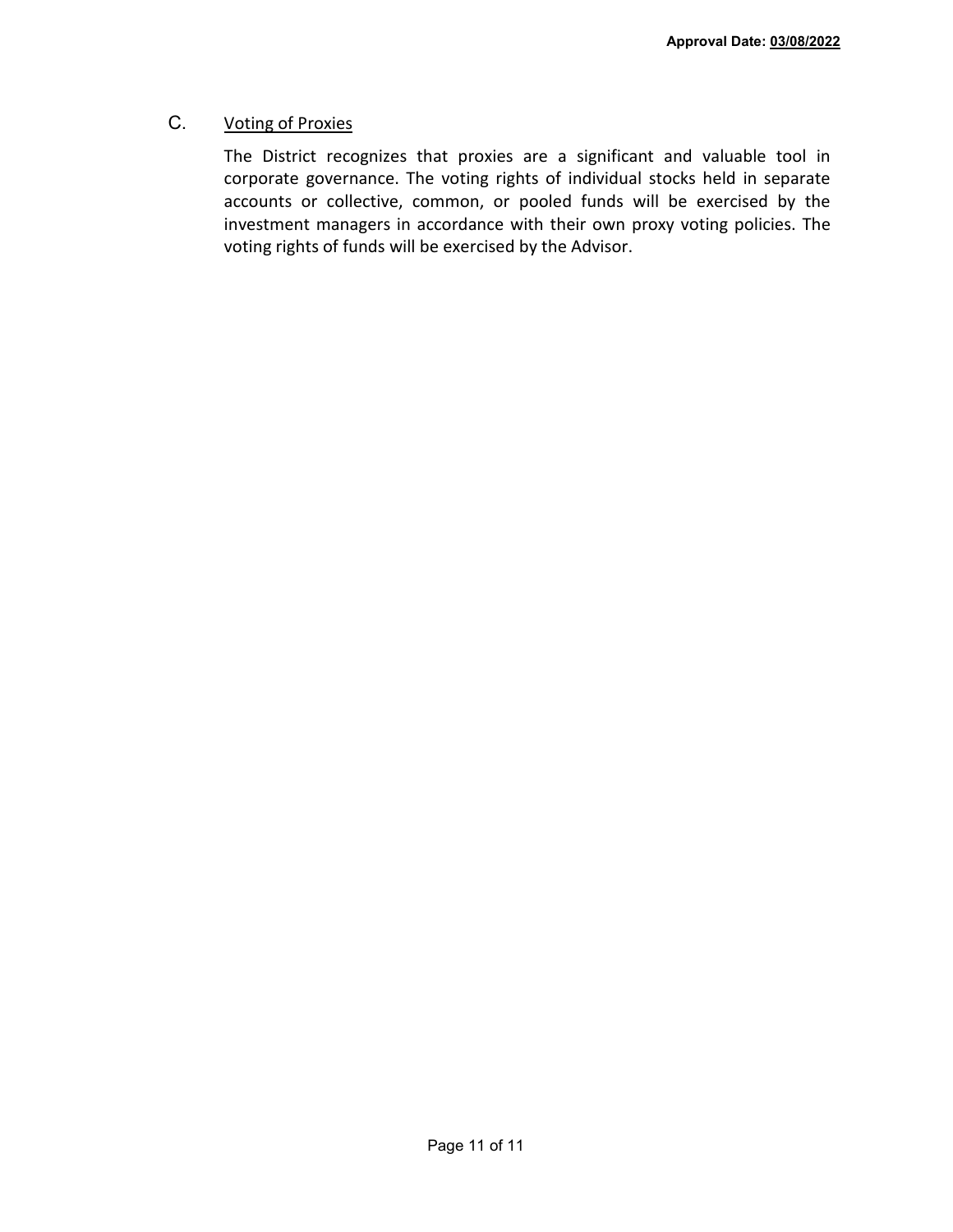C. Voting of Proxies

The District recognizes that proxies are a significant and valuable tool in corporate governance. The voting rights of individual stocks held in separate accounts or collective, common, or pooled funds will be exercised by the investment managers in accordance with their own proxy voting policies. The voting rights of funds will be exercised by the Advisor.